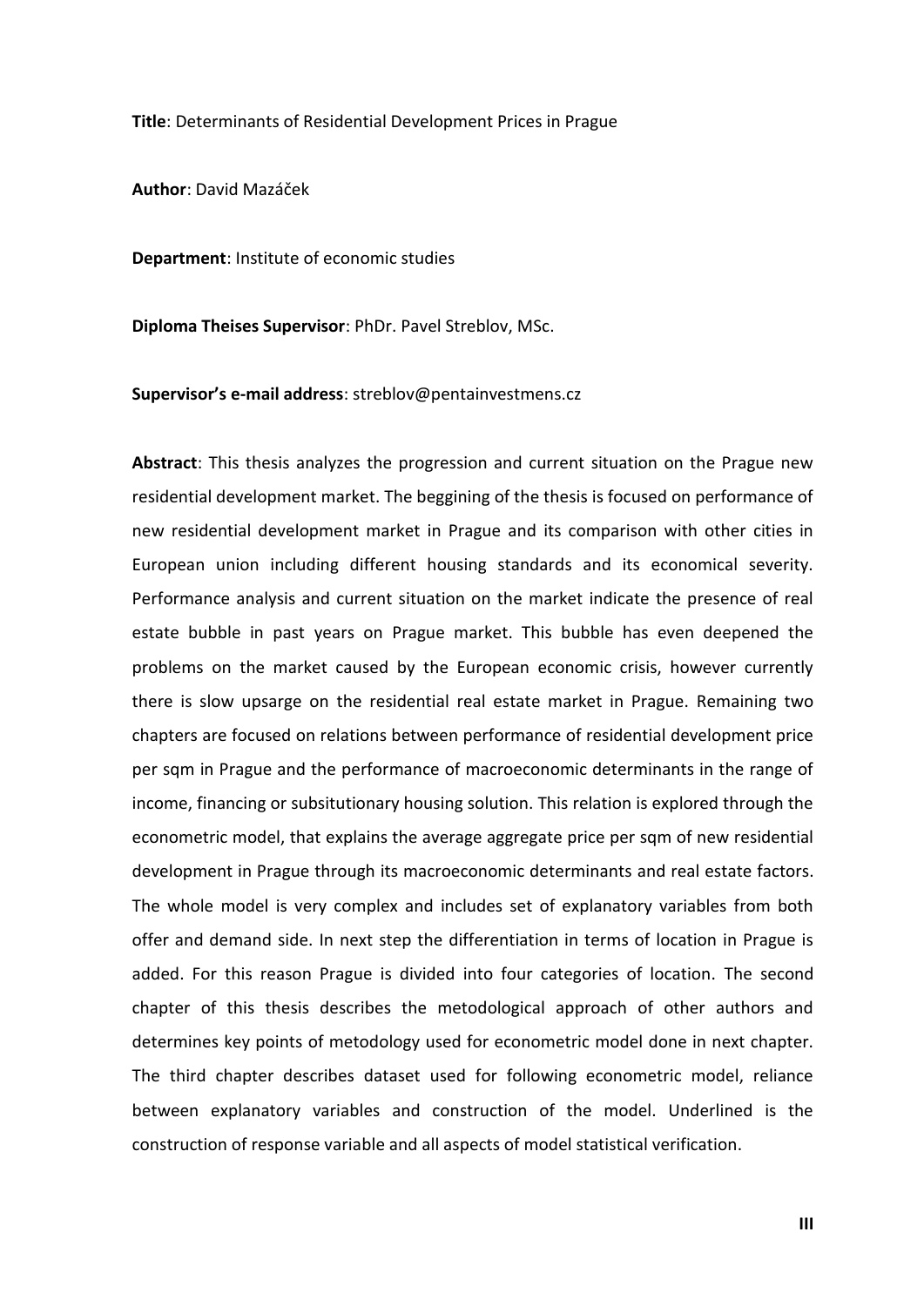**Title**: Determinants of Residential Development Prices in Prague

**Author**: David Mazáček

**Department**: Institute of economic studies

**Diploma Theises Supervisor**: PhDr. Pavel Streblov, MSc.

**Supervisor's e-mail address**: streblov@pentainvestmens.cz

**Abstract**: This thesis analyzes the progression and current situation on the Prague new residential development market. The beggining of the thesis is focused on performance of new residential development market in Prague and its comparison with other cities in European union including different housing standards and its economical severity. Performance analysis and current situation on the market indicate the presence of real estate bubble in past years on Prague market. This bubble has even deepened the problems on the market caused by the European economic crisis, however currently there is slow upsarge on the residential real estate market in Prague. Remaining two chapters are focused on relations between performance of residential development price per sqm in Prague and the performance of macroeconomic determinants in the range of income, financing or subsitutionary housing solution. This relation is explored through the econometric model, that explains the average aggregate price per sqm of new residential development in Prague through its macroeconomic determinants and real estate factors. The whole model is very complex and includes set of explanatory variables from both offer and demand side. In next step the differentiation in terms of location in Prague is added. For this reason Prague is divided into four categories of location. The second chapter of this thesis describes the metodological approach of other authors and determines key points of metodology used for econometric model done in next chapter. The third chapter describes dataset used for following econometric model, reliance between explanatory variables and construction of the model. Underlined is the construction of response variable and all aspects of model statistical verification.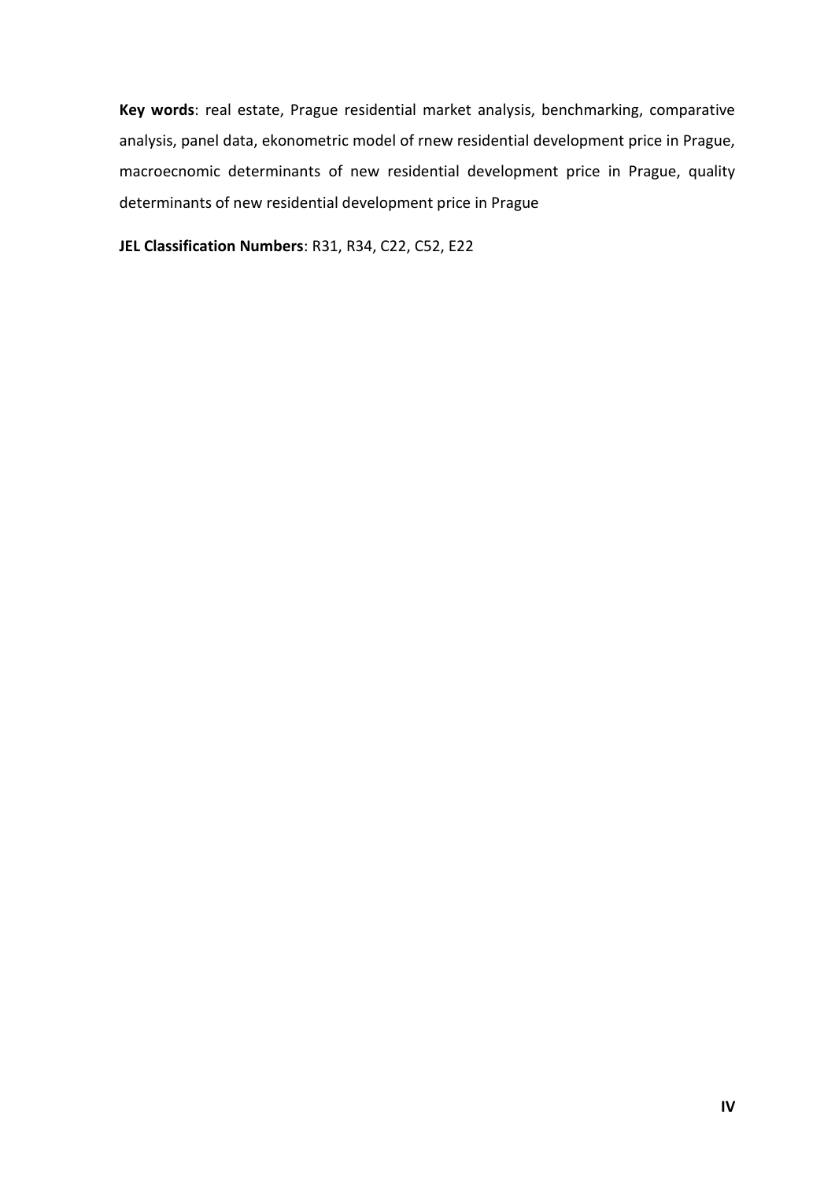**Key words**: real estate, Prague residential market analysis, benchmarking, comparative analysis, panel data, ekonometric model of rnew residential development price in Prague, macroecnomic determinants of new residential development price in Prague, quality determinants of new residential development price in Prague

**JEL Classification Numbers**: R31, R34, C22, C52, E22